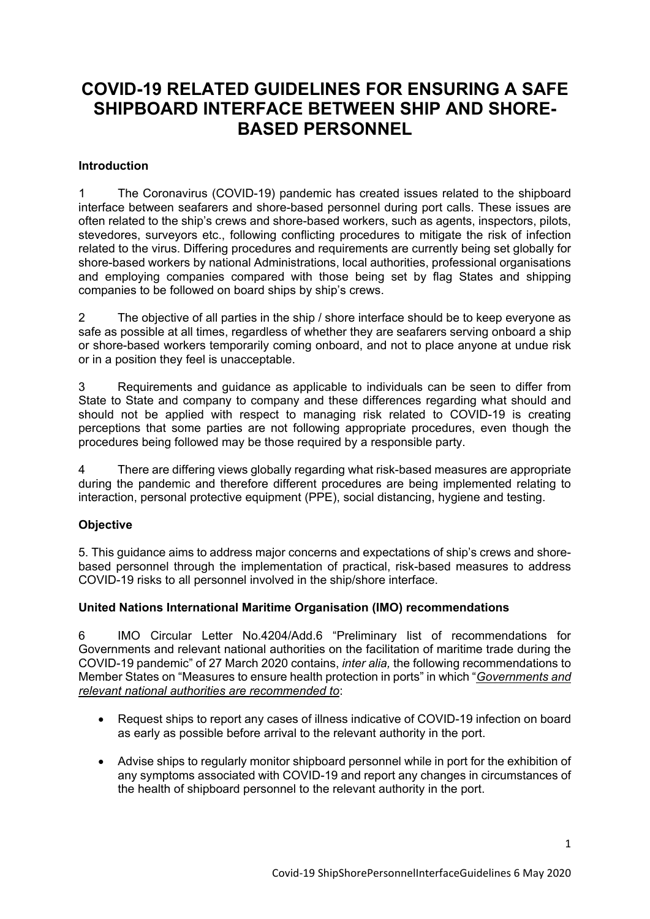# COVID-19 RELATED GUIDELINES FOR ENSURING A SAFE SHIPBOARD INTERFACE BETWEEN SHIP AND SHORE-BASED PERSONNEL

## Introduction

1 The Coronavirus (COVID-19) pandemic has created issues related to the shipboard interface between seafarers and shore-based personnel during port calls. These issues are often related to the ship's crews and shore-based workers, such as agents, inspectors, pilots, stevedores, surveyors etc., following conflicting procedures to mitigate the risk of infection related to the virus. Differing procedures and requirements are currently being set globally for shore-based workers by national Administrations, local authorities, professional organisations and employing companies compared with those being set by flag States and shipping companies to be followed on board ships by ship's crews.

2 The objective of all parties in the ship / shore interface should be to keep everyone as safe as possible at all times, regardless of whether they are seafarers serving onboard a ship or shore-based workers temporarily coming onboard, and not to place anyone at undue risk or in a position they feel is unacceptable.

3 Requirements and guidance as applicable to individuals can be seen to differ from State to State and company to company and these differences regarding what should and should not be applied with respect to managing risk related to COVID-19 is creating perceptions that some parties are not following appropriate procedures, even though the procedures being followed may be those required by a responsible party.

4 There are differing views globally regarding what risk-based measures are appropriate during the pandemic and therefore different procedures are being implemented relating to interaction, personal protective equipment (PPE), social distancing, hygiene and testing.

## Objective

5. This guidance aims to address major concerns and expectations of ship's crews and shore-based personnel through the implementation of practical, risk-based measures to address COVID-19 risks to all personnel involved in the ship/shore interface.

## United Nations International Maritime Organisation (IMO) recommendations

6 IMO Circular Letter No.4204/Add.6 "Preliminary list of recommendations for Governments and relevant national authorities on the facilitation of maritime trade during the COVID-19 pandemic" of 27 March 2020 contains, *inter alia,* the following recommendations to Member States on "Measures to ensure health protection in ports" in which "*Governments and relevant national authorities are recommended to*:

- Request ships to report any cases of illness indicative of COVID-19 infection on board as early as possible before arrival to the relevant authority in the port.

- Advise ships to regularly monitor shipboard personnel while in port for the exhibition of any symptoms associated with COVID-19 and report any changes in circumstances of the health of shipboard personnel to the relevant authority in the port.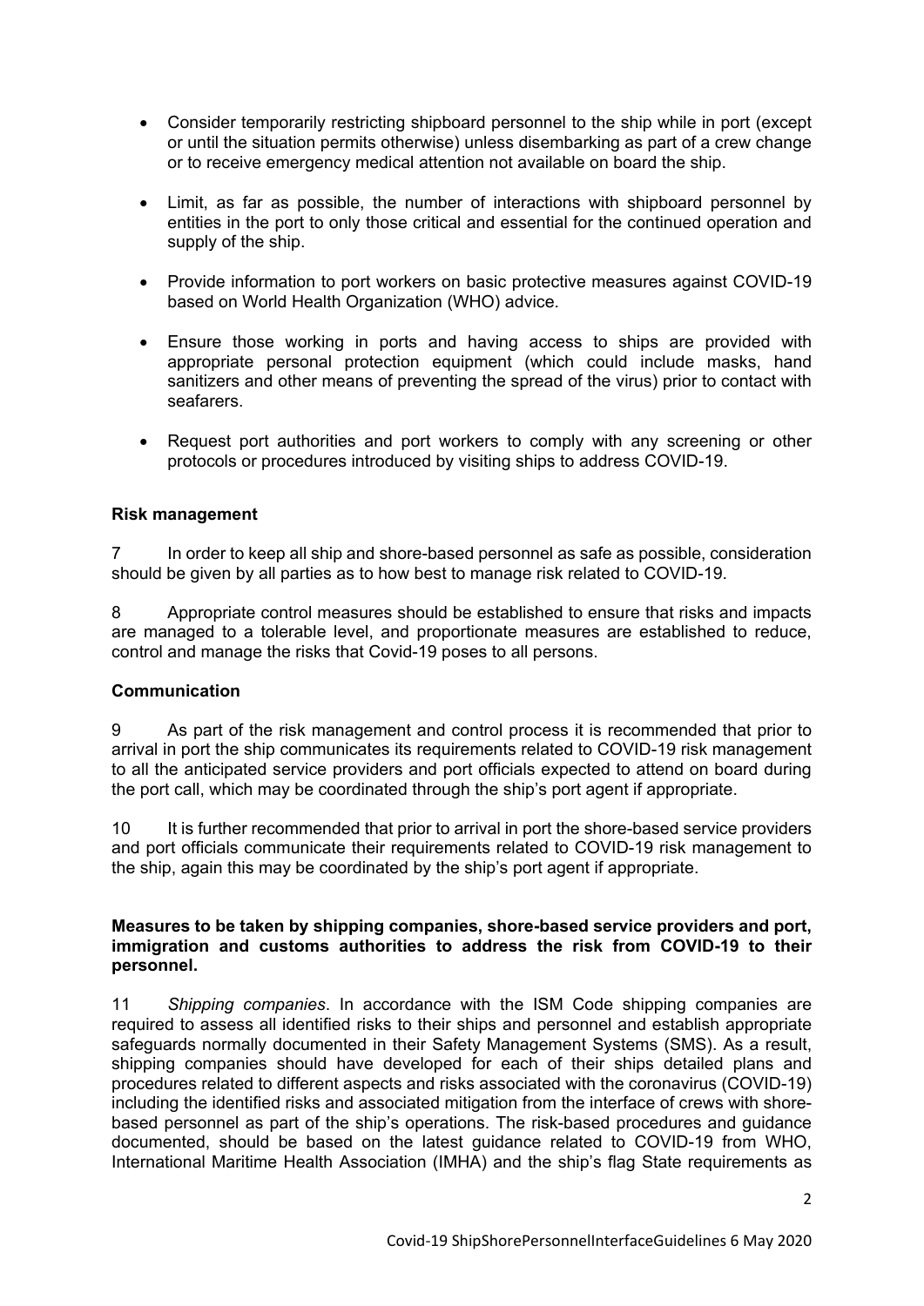- Consider temporarily restricting shipboard personnel to the ship while in port (except or until the situation permits otherwise) unless disembarking as part of a crew change or to receive emergency medical attention not available on board the ship.

- Limit, as far as possible, the number of interactions with shipboard personnel by entities in the port to only those critical and essential for the continued operation and supply of the ship.

- Provide information to port workers on basic protective measures against COVID-19 based on World Health Organization (WHO) advice.

- Ensure those working in ports and having access to ships are provided with appropriate personal protection equipment (which could include masks, hand sanitizers and other means of preventing the spread of the virus) prior to contact with seafarers.

- Request port authorities and port workers to comply with any screening or other protocols or procedures introduced by visiting ships to address COVID-19.

**Risk management**

7 In order to keep all ship and shore-based personnel as safe as possible, consideration should be given by all parties as to how best to manage risk related to COVID-19.

8 Appropriate control measures should be established to ensure that risks and impacts are managed to a tolerable level, and proportionate measures are established to reduce, control and manage the risks that Covid-19 poses to all persons.

**Communication**

9 As part of the risk management and control process it is recommended that prior to arrival in port the ship communicates its requirements related to COVID-19 risk management to all the anticipated service providers and port officials expected to attend on board during the port call, which may be coordinated through the ship's port agent if appropriate.

10 It is further recommended that prior to arrival in port the shore-based service providers and port officials communicate their requirements related to COVID-19 risk management to the ship, again this may be coordinated by the ship's port agent if appropriate.

**Measures to be taken by shipping companies, shore-based service providers and port, immigration and customs authorities to address the risk from COVID-19 to their personnel.**

11 *Shipping companies*. In accordance with the ISM Code shipping companies are required to assess all identified risks to their ships and personnel and establish appropriate safeguards normally documented in their Safety Management Systems (SMS). As a result, shipping companies should have developed for each of their ships detailed plans and procedures related to different aspects and risks associated with the coronavirus (COVID-19) including the identified risks and associated mitigation from the interface of crews with shore-based personnel as part of the ship's operations. The risk-based procedures and guidance documented, should be based on the latest guidance related to COVID-19 from WHO, International Maritime Health Association (IMHA) and the ship's flag State requirements as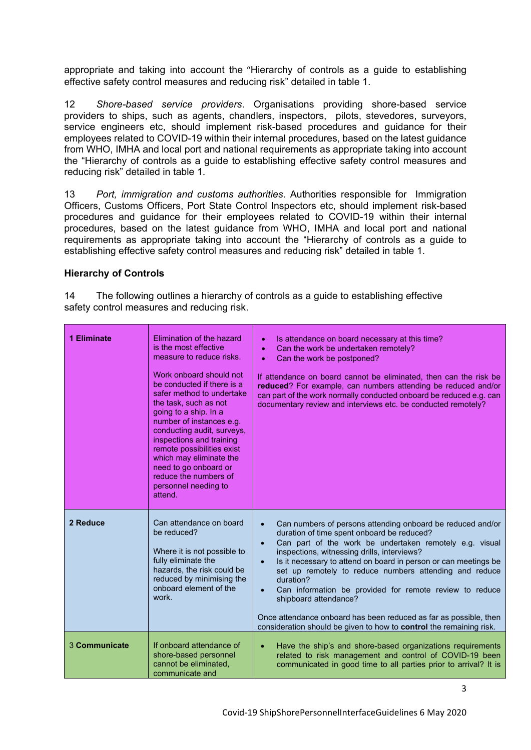appropriate and taking into account the "Hierarchy of controls as a guide to establishing effective safety control measures and reducing risk" detailed in table 1.

12 *Shore-based service providers*. Organisations providing shore-based service providers to ships, such as agents, chandlers, inspectors, pilots, stevedores, surveyors, service engineers etc, should implement risk-based procedures and guidance for their employees related to COVID-19 within their internal procedures, based on the latest guidance from WHO, IMHA and local port and national requirements as appropriate taking into account the "Hierarchy of controls as a guide to establishing effective safety control measures and reducing risk" detailed in table 1.

13 *Port, immigration and customs authorities*. Authorities responsible for Immigration Officers, Customs Officers, Port State Control Inspectors etc, should implement risk-based procedures and guidance for their employees related to COVID-19 within their internal procedures, based on the latest guidance from WHO, IMHA and local port and national requirements as appropriate taking into account the "Hierarchy of controls as a guide to establishing effective safety control measures and reducing risk" detailed in table 1.

### Hierarchy of Controls

14 The following outlines a hierarchy of controls as a guide to establishing effective safety control measures and reducing risk.

| | | |
|---|---|---|
| **1 Eliminate** | Elimination of the hazard is the most effective measure to reduce risks.<br><br>Work onboard should not be conducted if there is a safer method to undertake the task, such as not going to a ship. In a number of instances e.g. conducting audit, surveys, inspections and training remote possibilities exist which may eliminate the need to go onboard or reduce the numbers of personnel needing to attend. | • Is attendance on board necessary at this time?<br>• Can the work be undertaken remotely?<br>• Can the work be postponed?<br><br>If attendance on board cannot be eliminated, then can the risk be **reduced**? For example, can numbers attending be reduced and/or can part of the work normally conducted onboard be reduced e.g. can documentary review and interviews etc. be conducted remotely? |
| **2 Reduce** | Can attendance on board be reduced?<br><br>Where it is not possible to fully eliminate the hazards, the risk could be reduced by minimising the onboard element of the work. | • Can numbers of persons attending onboard be reduced and/or duration of time spent onboard be reduced?<br>• Can part of the work be undertaken remotely e.g. visual inspections, witnessing drills, interviews?<br>• Is it necessary to attend on board in person or can meetings be set up remotely to reduce numbers attending and reduce duration?<br>• Can information be provided for remote review to reduce shipboard attendance?<br><br>Once attendance onboard has been reduced as far as possible, then consideration should be given to how to **control** the remaining risk. |
| 3 **Communicate** | If onboard attendance of shore-based personnel cannot be eliminated, communicate and | • Have the ship's and shore-based organizations requirements related to risk management and control of COVID-19 been communicated in good time to all parties prior to arrival? It is |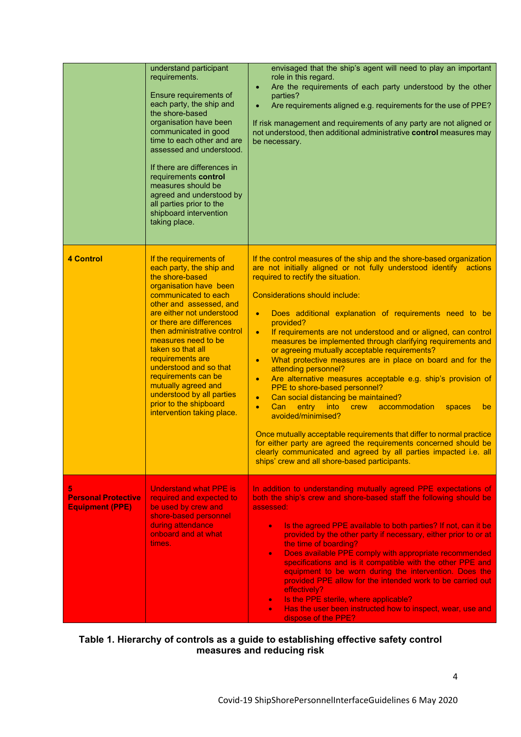| | | |
|---|---|---|
| | understand participant requirements.<br><br>Ensure requirements of each party, the ship and the shore-based organisation have been communicated in good time to each other and are assessed and understood.<br><br>If there are differences in requirements **control** measures should be agreed and understood by all parties prior to the shipboard intervention taking place. | envisaged that the ship's agent will need to play an important role in this regard.<br>• Are the requirements of each party understood by the other parties?<br>• Are requirements aligned e.g. requirements for the use of PPE?<br><br>If risk management and requirements of any party are not aligned or not understood, then additional administrative **control** measures may be necessary. |
| **4 Control** | If the requirements of each party, the ship and the shore-based organisation have been communicated to each other and assessed, and are either not understood or there are differences then administrative control measures need to be taken so that all requirements are understood and so that requirements can be mutually agreed and understood by all parties prior to the shipboard intervention taking place. | If the control measures of the ship and the shore-based organization are not initially aligned or not fully understood identify actions required to rectify the situation.<br><br>Considerations should include:<br><br>• Does additional explanation of requirements need to be provided?<br>• If requirements are not understood and or aligned, can control measures be implemented through clarifying requirements and or agreeing mutually acceptable requirements?<br>• What protective measures are in place on board and for the attending personnel?<br>• Are alternative measures acceptable e.g. ship's provision of PPE to shore-based personnel?<br>• Can social distancing be maintained?<br>• Can entry into crew accommodation spaces be avoided/minimised?<br><br>Once mutually acceptable requirements that differ to normal practice for either party are agreed the requirements concerned should be clearly communicated and agreed by all parties impacted i.e. all ships' crew and all shore-based participants. |
| **5 Personal Protective Equipment (PPE)** | Understand what PPE is required and expected to be used by crew and shore-based personnel during attendance onboard and at what times. | In addition to understanding mutually agreed PPE expectations of both the ship's crew and shore-based staff the following should be assessed:<br><br>• Is the agreed PPE available to both parties? If not, can it be provided by the other party if necessary, either prior to or at the time of boarding?<br>• Does available PPE comply with appropriate recommended specifications and is it compatible with the other PPE and equipment to be worn during the intervention. Does the provided PPE allow for the intended work to be carried out effectively?<br>• Is the PPE sterile, where applicable?<br>• Has the user been instructed how to inspect, wear, use and dispose of the PPE? |

**Table 1. Hierarchy of controls as a guide to establishing effective safety control measures and reducing risk**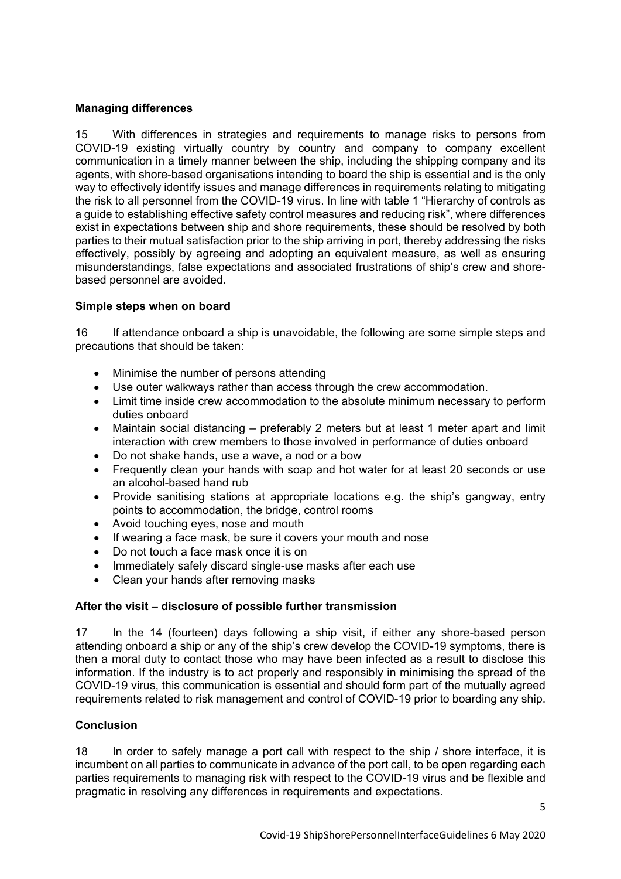**Managing differences**

15 With differences in strategies and requirements to manage risks to persons from COVID-19 existing virtually country by country and company to company excellent communication in a timely manner between the ship, including the shipping company and its agents, with shore-based organisations intending to board the ship is essential and is the only way to effectively identify issues and manage differences in requirements relating to mitigating the risk to all personnel from the COVID-19 virus. In line with table 1 "Hierarchy of controls as a guide to establishing effective safety control measures and reducing risk", where differences exist in expectations between ship and shore requirements, these should be resolved by both parties to their mutual satisfaction prior to the ship arriving in port, thereby addressing the risks effectively, possibly by agreeing and adopting an equivalent measure, as well as ensuring misunderstandings, false expectations and associated frustrations of ship's crew and shore-based personnel are avoided.

**Simple steps when on board**

16 If attendance onboard a ship is unavoidable, the following are some simple steps and precautions that should be taken:

- Minimise the number of persons attending
- Use outer walkways rather than access through the crew accommodation.
- Limit time inside crew accommodation to the absolute minimum necessary to perform duties onboard
- Maintain social distancing – preferably 2 meters but at least 1 meter apart and limit interaction with crew members to those involved in performance of duties onboard
- Do not shake hands, use a wave, a nod or a bow
- Frequently clean your hands with soap and hot water for at least 20 seconds or use an alcohol-based hand rub
- Provide sanitising stations at appropriate locations e.g. the ship's gangway, entry points to accommodation, the bridge, control rooms
- Avoid touching eyes, nose and mouth
- If wearing a face mask, be sure it covers your mouth and nose
- Do not touch a face mask once it is on
- Immediately safely discard single-use masks after each use
- Clean your hands after removing masks

**After the visit – disclosure of possible further transmission**

17 In the 14 (fourteen) days following a ship visit, if either any shore-based person attending onboard a ship or any of the ship's crew develop the COVID-19 symptoms, there is then a moral duty to contact those who may have been infected as a result to disclose this information. If the industry is to act properly and responsibly in minimising the spread of the COVID-19 virus, this communication is essential and should form part of the mutually agreed requirements related to risk management and control of COVID-19 prior to boarding any ship.

**Conclusion**

18 In order to safely manage a port call with respect to the ship / shore interface, it is incumbent on all parties to communicate in advance of the port call, to be open regarding each parties requirements to managing risk with respect to the COVID-19 virus and be flexible and pragmatic in resolving any differences in requirements and expectations.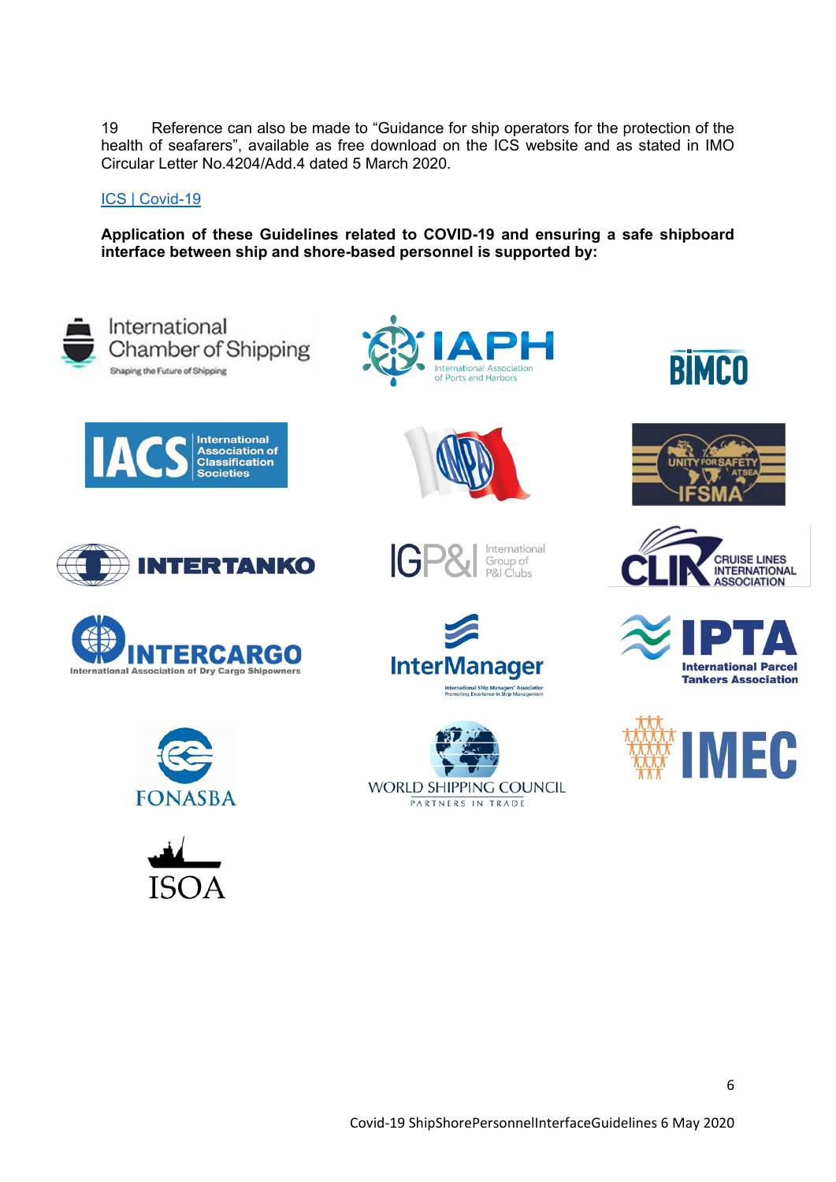19 Reference can also be made to "Guidance for ship operators for the protection of the health of seafarers", available as free download on the ICS website and as stated in IMO Circular Letter No.4204/Add.4 dated 5 March 2020.

[ICS | Covid-19](ICS | Covid-19)

**Application of these Guidelines related to COVID-19 and ensuring a safe shipboard interface between ship and shore-based personnel is supported by:**